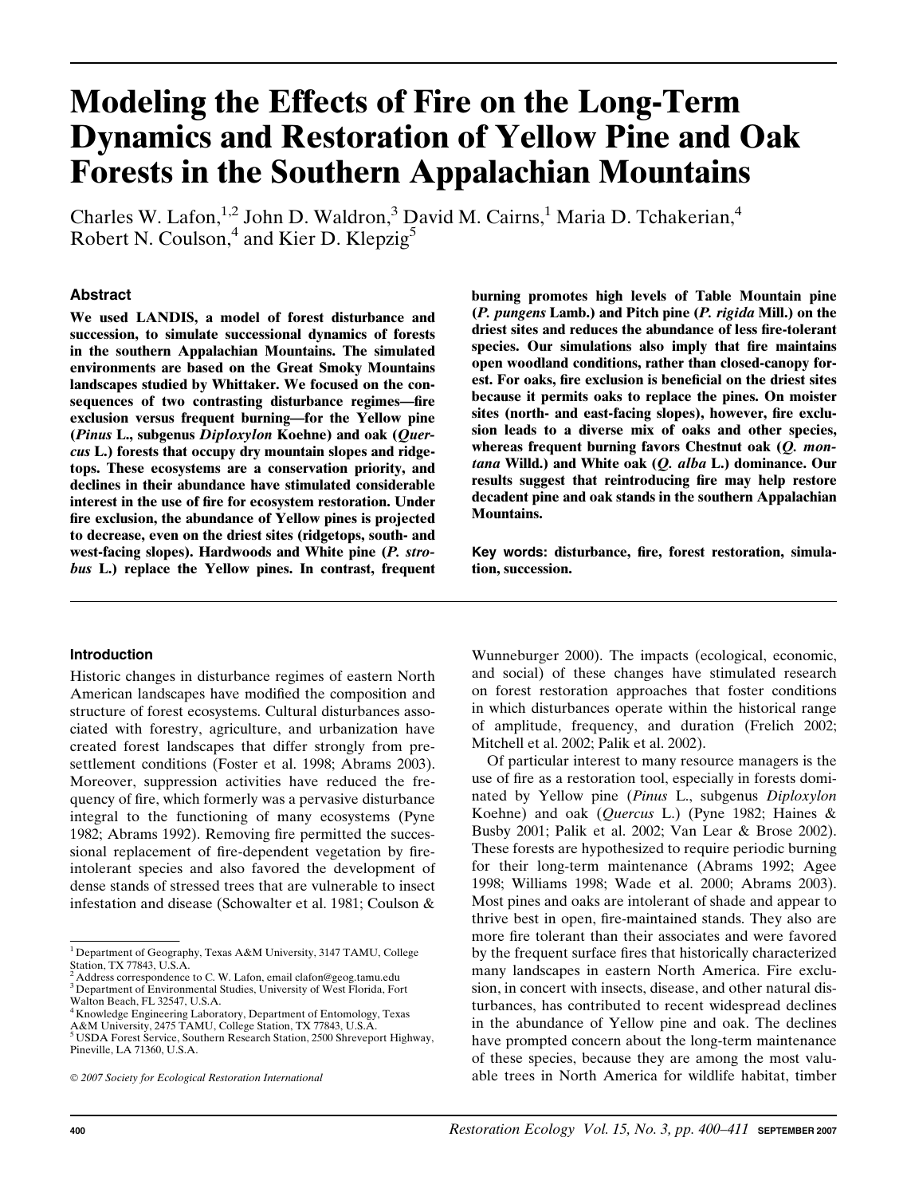# Modeling the Effects of Fire on the Long-Term Dynamics and Restoration of Yellow Pine and Oak Forests in the Southern Appalachian Mountains

Charles W. Lafon,[1,2] John D. Waldron,[3] David M. Cairns,[1] Maria D. Tchakerian,[4] Robert N. Coulson,[4] and Kier D. Klepzig[5]

## Abstract

**We used LANDIS, a model of forest disturbance and succession, to simulate successional dynamics of forests in the southern Appalachian Mountains. The simulated environments are based on the Great Smoky Mountains landscapes studied by Whittaker. We focused on the consequences of two contrasting disturbance regimes—fire exclusion versus frequent burning—for the Yellow pine (*Pinus* L., subgenus *Diploxylon* Koehne) and oak (*Quercus* L.) forests that occupy dry mountain slopes and ridgetops. These ecosystems are a conservation priority, and declines in their abundance have stimulated considerable interest in the use of fire for ecosystem restoration. Under fire exclusion, the abundance of Yellow pines is projected to decrease, even on the driest sites (ridgetops, south- and west-facing slopes). Hardwoods and White pine (*P. strobus* L.) replace the Yellow pines. In contrast, frequent burning promotes high levels of Table Mountain pine (*P. pungens* Lamb.) and Pitch pine (*P. rigida* Mill.) on the driest sites and reduces the abundance of less fire-tolerant species. Our simulations also imply that fire maintains open woodland conditions, rather than closed-canopy forest. For oaks, fire exclusion is beneficial on the driest sites because it permits oaks to replace the pines. On moister sites (north- and east-facing slopes), however, fire exclusion leads to a diverse mix of oaks and other species, whereas frequent burning favors Chestnut oak (*Q. montana* Willd.) and White oak (*Q. alba* L.) dominance. Our results suggest that reintroducing fire may help restore decadent pine and oak stands in the southern Appalachian Mountains.**

**Key words:** disturbance, fire, forest restoration, simulation, succession.

## Introduction

Historic changes in disturbance regimes of eastern North American landscapes have modified the composition and structure of forest ecosystems. Cultural disturbances associated with forestry, agriculture, and urbanization have created forest landscapes that differ strongly from presettlement conditions (Foster et al. 1998; Abrams 2003). Moreover, suppression activities have reduced the frequency of fire, which formerly was a pervasive disturbance integral to the functioning of many ecosystems (Pyne 1982; Abrams 1992). Removing fire permitted the successional replacement of fire-dependent vegetation by fire-intolerant species and also favored the development of dense stands of stressed trees that are vulnerable to insect infestation and disease (Schowalter et al. 1981; Coulson & Wunneburger 2000). The impacts (ecological, economic, and social) of these changes have stimulated research on forest restoration approaches that foster conditions in which disturbances operate within the historical range of amplitude, frequency, and duration (Frelich 2002; Mitchell et al. 2002; Palik et al. 2002).

Of particular interest to many resource managers is the use of fire as a restoration tool, especially in forests dominated by Yellow pine (*Pinus* L., subgenus *Diploxylon* Koehne) and oak (*Quercus* L.) (Pyne 1982; Haines & Busby 2001; Palik et al. 2002; Van Lear & Brose 2002). These forests are hypothesized to require periodic burning for their long-term maintenance (Abrams 1992; Agee 1998; Williams 1998; Wade et al. 2000; Abrams 2003). Most pines and oaks are intolerant of shade and appear to thrive best in open, fire-maintained stands. They also are more fire tolerant than their associates and were favored by the frequent surface fires that historically characterized many landscapes in eastern North America. Fire exclusion, in concert with insects, disease, and other natural disturbances, has contributed to recent widespread declines in the abundance of Yellow pine and oak. The declines have prompted concern about the long-term maintenance of these species, because they are among the most valuable trees in North America for wildlife habitat, timber

---

[1] Department of Geography, Texas A&M University, 3147 TAMU, College Station, TX 77843, U.S.A.
[2] Address correspondence to C. W. Lafon, email clafon@geog.tamu.edu
[3] Department of Environmental Studies, University of West Florida, Fort Walton Beach, FL 32547, U.S.A.
[4] Knowledge Engineering Laboratory, Department of Entomology, Texas A&M University, 2475 TAMU, College Station, TX 77843, U.S.A.
[5] USDA Forest Service, Southern Research Station, 2500 Shreveport Highway, Pineville, LA 71360, U.S.A.

© 2007 Society for Ecological Restoration International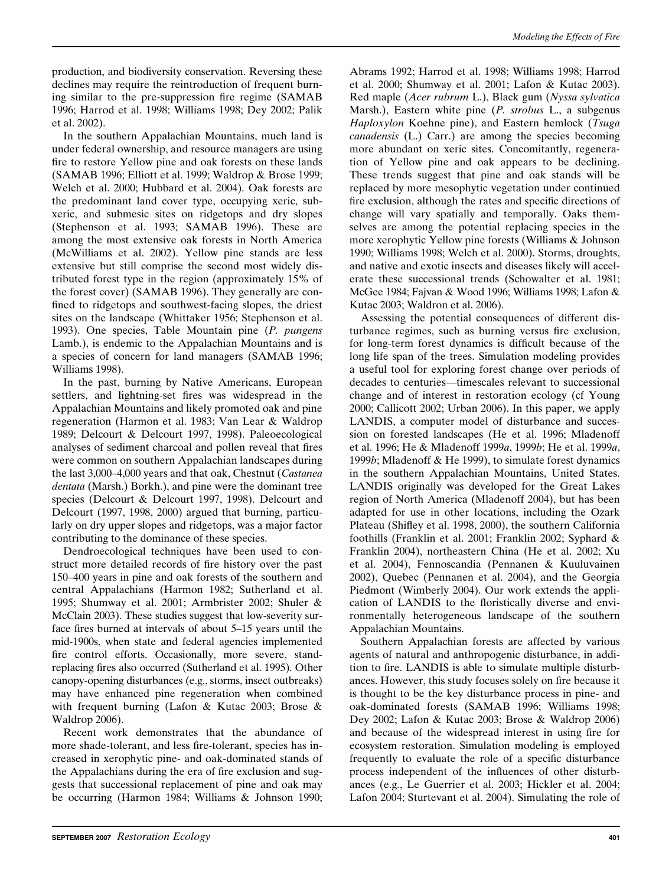production, and biodiversity conservation. Reversing these declines may require the reintroduction of frequent burning similar to the pre-suppression fire regime (SAMAB 1996; Harrod et al. 1998; Williams 1998; Dey 2002; Palik et al. 2002).

In the southern Appalachian Mountains, much land is under federal ownership, and resource managers are using fire to restore Yellow pine and oak forests on these lands (SAMAB 1996; Elliott et al. 1999; Waldrop & Brose 1999; Welch et al. 2000; Hubbard et al. 2004). Oak forests are the predominant land cover type, occupying xeric, subxeric, and submesic sites on ridgetops and dry slopes (Stephenson et al. 1993; SAMAB 1996). These are among the most extensive oak forests in North America (McWilliams et al. 2002). Yellow pine stands are less extensive but still comprise the second most widely distributed forest type in the region (approximately 15% of the forest cover) (SAMAB 1996). They generally are confined to ridgetops and southwest-facing slopes, the driest sites on the landscape (Whittaker 1956; Stephenson et al. 1993). One species, Table Mountain pine (*P. pungens* Lamb.), is endemic to the Appalachian Mountains and is a species of concern for land managers (SAMAB 1996; Williams 1998).

In the past, burning by Native Americans, European settlers, and lightning-set fires was widespread in the Appalachian Mountains and likely promoted oak and pine regeneration (Harmon et al. 1983; Van Lear & Waldrop 1989; Delcourt & Delcourt 1997, 1998). Paleoecological analyses of sediment charcoal and pollen reveal that fires were common on southern Appalachian landscapes during the last 3,000–4,000 years and that oak, Chestnut (*Castanea dentata* (Marsh.) Borkh.), and pine were the dominant tree species (Delcourt & Delcourt 1997, 1998). Delcourt and Delcourt (1997, 1998, 2000) argued that burning, particularly on dry upper slopes and ridgetops, was a major factor contributing to the dominance of these species.

Dendroecological techniques have been used to construct more detailed records of fire history over the past 150–400 years in pine and oak forests of the southern and central Appalachians (Harmon 1982; Sutherland et al. 1995; Shumway et al. 2001; Armbrister 2002; Shuler & McClain 2003). These studies suggest that low-severity surface fires burned at intervals of about 5–15 years until the mid-1900s, when state and federal agencies implemented fire control efforts. Occasionally, more severe, stand-replacing fires also occurred (Sutherland et al. 1995). Other canopy-opening disturbances (e.g., storms, insect outbreaks) may have enhanced pine regeneration when combined with frequent burning (Lafon & Kutac 2003; Brose & Waldrop 2006).

Recent work demonstrates that the abundance of more shade-tolerant, and less fire-tolerant, species has increased in xerophytic pine- and oak-dominated stands of the Appalachians during the era of fire exclusion and suggests that successional replacement of pine and oak may be occurring (Harmon 1984; Williams & Johnson 1990; Abrams 1992; Harrod et al. 1998; Williams 1998; Harrod et al. 2000; Shumway et al. 2001; Lafon & Kutac 2003). Red maple (*Acer rubrum* L.), Black gum (*Nyssa sylvatica* Marsh.), Eastern white pine (*P. strobus* L., a subgenus *Haploxylon* Koehne pine), and Eastern hemlock (*Tsuga canadensis* (L.) Carr.) are among the species becoming more abundant on xeric sites. Concomitantly, regeneration of Yellow pine and oak appears to be declining. These trends suggest that pine and oak stands will be replaced by more mesophytic vegetation under continued fire exclusion, although the rates and specific directions of change will vary spatially and temporally. Oaks themselves are among the potential replacing species in the more xerophytic Yellow pine forests (Williams & Johnson 1990; Williams 1998; Welch et al. 2000). Storms, droughts, and native and exotic insects and diseases likely will accelerate these successional trends (Schowalter et al. 1981; McGee 1984; Fajvan & Wood 1996; Williams 1998; Lafon & Kutac 2003; Waldron et al. 2006).

Assessing the potential consequences of different disturbance regimes, such as burning versus fire exclusion, for long-term forest dynamics is difficult because of the long life span of the trees. Simulation modeling provides a useful tool for exploring forest change over periods of decades to centuries—timescales relevant to successional change and of interest in restoration ecology (cf Young 2000; Callicott 2002; Urban 2006). In this paper, we apply LANDIS, a computer model of disturbance and succession on forested landscapes (He et al. 1996; Mladenoff et al. 1996; He & Mladenoff 1999*a*, 1999*b*; He et al. 1999*a*, 1999*b*; Mladenoff & He 1999), to simulate forest dynamics in the southern Appalachian Mountains, United States. LANDIS originally was developed for the Great Lakes region of North America (Mladenoff 2004), but has been adapted for use in other locations, including the Ozark Plateau (Shifley et al. 1998, 2000), the southern California foothills (Franklin et al. 2001; Franklin 2002; Syphard & Franklin 2004), northeastern China (He et al. 2002; Xu et al. 2004), Fennoscandia (Pennanen & Kuuluvainen 2002), Quebec (Pennanen et al. 2004), and the Georgia Piedmont (Wimberly 2004). Our work extends the application of LANDIS to the floristically diverse and environmentally heterogeneous landscape of the southern Appalachian Mountains.

Southern Appalachian forests are affected by various agents of natural and anthropogenic disturbance, in addition to fire. LANDIS is able to simulate multiple disturbances. However, this study focuses solely on fire because it is thought to be the key disturbance process in pine- and oak-dominated forests (SAMAB 1996; Williams 1998; Dey 2002; Lafon & Kutac 2003; Brose & Waldrop 2006) and because of the widespread interest in using fire for ecosystem restoration. Simulation modeling is employed frequently to evaluate the role of a specific disturbance process independent of the influences of other disturbances (e.g., Le Guerrier et al. 2003; Hickler et al. 2004; Lafon 2004; Sturtevant et al. 2004). Simulating the role of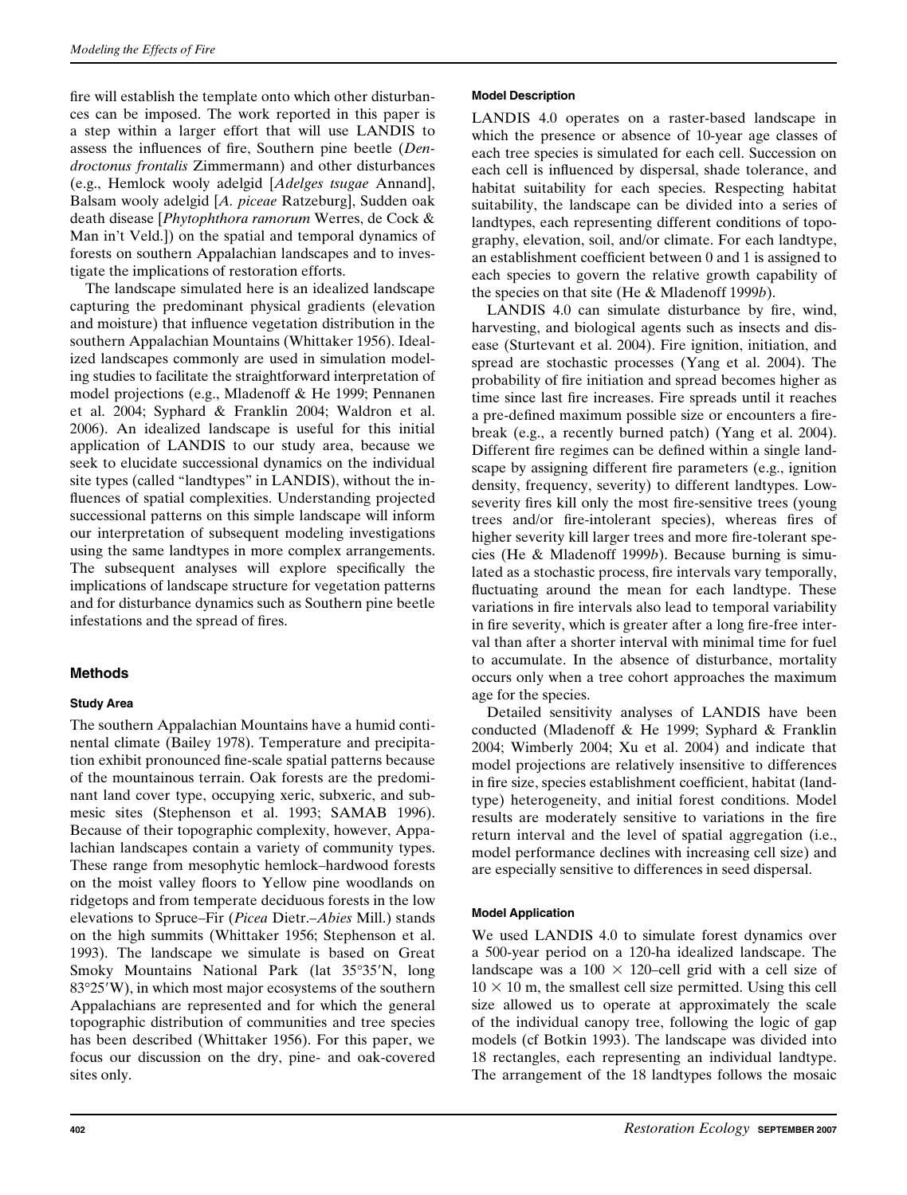fire will establish the template onto which other disturbances can be imposed. The work reported in this paper is a step within a larger effort that will use LANDIS to assess the influences of fire, Southern pine beetle (*Dendroctonus frontalis* Zimmermann) and other disturbances (e.g., Hemlock wooly adelgid [*Adelges tsugae* Annand], Balsam wooly adelgid [*A. piceae* Ratzeburg], Sudden oak death disease [*Phytophthora ramorum* Werres, de Cock & Man in't Veld.]) on the spatial and temporal dynamics of forests on southern Appalachian landscapes and to investigate the implications of restoration efforts.

The landscape simulated here is an idealized landscape capturing the predominant physical gradients (elevation and moisture) that influence vegetation distribution in the southern Appalachian Mountains (Whittaker 1956). Idealized landscapes commonly are used in simulation modeling studies to facilitate the straightforward interpretation of model projections (e.g., Mladenoff & He 1999; Pennanen et al. 2004; Syphard & Franklin 2004; Waldron et al. 2006). An idealized landscape is useful for this initial application of LANDIS to our study area, because we seek to elucidate successional dynamics on the individual site types (called "landtypes" in LANDIS), without the influences of spatial complexities. Understanding projected successional patterns on this simple landscape will inform our interpretation of subsequent modeling investigations using the same landtypes in more complex arrangements. The subsequent analyses will explore specifically the implications of landscape structure for vegetation patterns and for disturbance dynamics such as Southern pine beetle infestations and the spread of fires.

## Methods

### Study Area

The southern Appalachian Mountains have a humid continental climate (Bailey 1978). Temperature and precipitation exhibit pronounced fine-scale spatial patterns because of the mountainous terrain. Oak forests are the predominant land cover type, occupying xeric, subxeric, and submesic sites (Stephenson et al. 1993; SAMAB 1996). Because of their topographic complexity, however, Appalachian landscapes contain a variety of community types. These range from mesophytic hemlock–hardwood forests on the moist valley floors to Yellow pine woodlands on ridgetops and from temperate deciduous forests in the low elevations to Spruce–Fir (*Picea* Dietr.–*Abies* Mill.) stands on the high summits (Whittaker 1956; Stephenson et al. 1993). The landscape we simulate is based on Great Smoky Mountains National Park (lat 35°35′N, long 83°25′W), in which most major ecosystems of the southern Appalachians are represented and for which the general topographic distribution of communities and tree species has been described (Whittaker 1956). For this paper, we focus our discussion on the dry, pine- and oak-covered sites only.

### Model Description

LANDIS 4.0 operates on a raster-based landscape in which the presence or absence of 10-year age classes of each tree species is simulated for each cell. Succession on each cell is influenced by dispersal, shade tolerance, and habitat suitability for each species. Respecting habitat suitability, the landscape can be divided into a series of landtypes, each representing different conditions of topography, elevation, soil, and/or climate. For each landtype, an establishment coefficient between 0 and 1 is assigned to each species to govern the relative growth capability of the species on that site (He & Mladenoff 1999*b*).

LANDIS 4.0 can simulate disturbance by fire, wind, harvesting, and biological agents such as insects and disease (Sturtevant et al. 2004). Fire ignition, initiation, and spread are stochastic processes (Yang et al. 2004). The probability of fire initiation and spread becomes higher as time since last fire increases. Fire spreads until it reaches a pre-defined maximum possible size or encounters a firebreak (e.g., a recently burned patch) (Yang et al. 2004). Different fire regimes can be defined within a single landscape by assigning different fire parameters (e.g., ignition density, frequency, severity) to different landtypes. Low-severity fires kill only the most fire-sensitive trees (young trees and/or fire-intolerant species), whereas fires of higher severity kill larger trees and more fire-tolerant species (He & Mladenoff 1999*b*). Because burning is simulated as a stochastic process, fire intervals vary temporally, fluctuating around the mean for each landtype. These variations in fire intervals also lead to temporal variability in fire severity, which is greater after a long fire-free interval than after a shorter interval with minimal time for fuel to accumulate. In the absence of disturbance, mortality occurs only when a tree cohort approaches the maximum age for the species.

Detailed sensitivity analyses of LANDIS have been conducted (Mladenoff & He 1999; Syphard & Franklin 2004; Wimberly 2004; Xu et al. 2004) and indicate that model projections are relatively insensitive to differences in fire size, species establishment coefficient, habitat (landtype) heterogeneity, and initial forest conditions. Model results are moderately sensitive to variations in the fire return interval and the level of spatial aggregation (i.e., model performance declines with increasing cell size) and are especially sensitive to differences in seed dispersal.

### Model Application

We used LANDIS 4.0 to simulate forest dynamics over a 500-year period on a 120-ha idealized landscape. The landscape was a $100 \times 120$–cell grid with a cell size of $10 \times 10$ m, the smallest cell size permitted. Using this cell size allowed us to operate at approximately the scale of the individual canopy tree, following the logic of gap models (cf Botkin 1993). The landscape was divided into 18 rectangles, each representing an individual landtype. The arrangement of the 18 landtypes follows the mosaic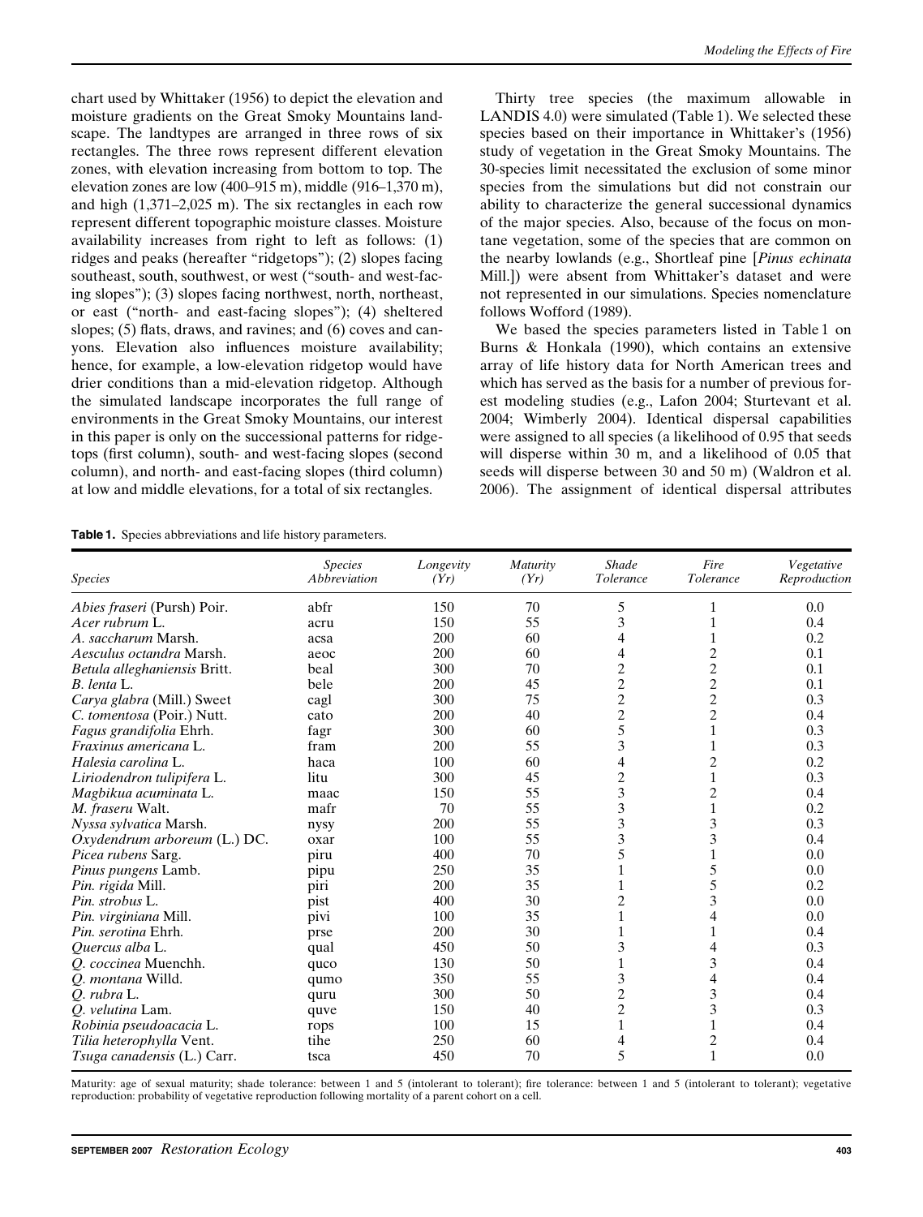chart used by Whittaker (1956) to depict the elevation and moisture gradients on the Great Smoky Mountains landscape. The landtypes are arranged in three rows of six rectangles. The three rows represent different elevation zones, with elevation increasing from bottom to top. The elevation zones are low (400–915 m), middle (916–1,370 m), and high (1,371–2,025 m). The six rectangles in each row represent different topographic moisture classes. Moisture availability increases from right to left as follows: (1) ridges and peaks (hereafter "ridgetops"); (2) slopes facing southeast, south, southwest, or west ("south- and west-facing slopes"); (3) slopes facing northwest, north, northeast, or east ("north- and east-facing slopes"); (4) sheltered slopes; (5) flats, draws, and ravines; and (6) coves and canyons. Elevation also influences moisture availability; hence, for example, a low-elevation ridgetop would have drier conditions than a mid-elevation ridgetop. Although the simulated landscape incorporates the full range of environments in the Great Smoky Mountains, our interest in this paper is only on the successional patterns for ridgetops (first column), south- and west-facing slopes (second column), and north- and east-facing slopes (third column) at low and middle elevations, for a total of six rectangles.

Thirty tree species (the maximum allowable in LANDIS 4.0) were simulated (Table 1). We selected these species based on their importance in Whittaker's (1956) study of vegetation in the Great Smoky Mountains. The 30-species limit necessitated the exclusion of some minor species from the simulations but did not constrain our ability to characterize the general successional dynamics of the major species. Also, because of the focus on montane vegetation, some of the species that are common on the nearby lowlands (e.g., Shortleaf pine [*Pinus echinata* Mill.]) were absent from Whittaker's dataset and were not represented in our simulations. Species nomenclature follows Wofford (1989).

We based the species parameters listed in Table 1 on Burns & Honkala (1990), which contains an extensive array of life history data for North American trees and which has served as the basis for a number of previous forest modeling studies (e.g., Lafon 2004; Sturtevant et al. 2004; Wimberly 2004). Identical dispersal capabilities were assigned to all species (a likelihood of 0.95 that seeds will disperse within 30 m, and a likelihood of 0.05 that seeds will disperse between 30 and 50 m) (Waldron et al. 2006). The assignment of identical dispersal attributes

**Table 1.** Species abbreviations and life history parameters.

| *Species* | *Species Abbreviation* | *Longevity (Yr)* | *Maturity (Yr)* | *Shade Tolerance* | *Fire Tolerance* | *Vegetative Reproduction* |
|---|---|---|---|---|---|---|
| *Abies fraseri* (Pursh) Poir. | abfr | 150 | 70 | 5 | 1 | 0.0 |
| *Acer rubrum* L. | acru | 150 | 55 | 3 | 1 | 0.4 |
| *A. saccharum* Marsh. | acsa | 200 | 60 | 4 | 1 | 0.2 |
| *Aesculus octandra* Marsh. | aeoc | 200 | 60 | 4 | 2 | 0.1 |
| *Betula alleghaniensis* Britt. | beal | 300 | 70 | 2 | 2 | 0.1 |
| *B. lenta* L. | bele | 200 | 45 | 2 | 2 | 0.1 |
| *Carya glabra* (Mill.) Sweet | cagl | 300 | 75 | 2 | 2 | 0.3 |
| *C. tomentosa* (Poir.) Nutt. | cato | 200 | 40 | 2 | 2 | 0.4 |
| *Fagus grandifolia* Ehrh. | fagr | 300 | 60 | 5 | 1 | 0.3 |
| *Fraxinus americana* L. | fram | 200 | 55 | 3 | 1 | 0.3 |
| *Halesia carolina* L. | haca | 100 | 60 | 4 | 2 | 0.2 |
| *Liriodendron tulipifera* L. | litu | 300 | 45 | 2 | 1 | 0.3 |
| *Magbikua acuminata* L. | maac | 150 | 55 | 3 | 2 | 0.4 |
| *M. fraseru* Walt. | mafr | 70 | 55 | 3 | 1 | 0.2 |
| *Nyssa sylvatica* Marsh. | nysy | 200 | 55 | 3 | 3 | 0.3 |
| *Oxydendrum arboreum* (L.) DC. | oxar | 100 | 55 | 3 | 3 | 0.4 |
| *Picea rubens* Sarg. | piru | 400 | 70 | 5 | 1 | 0.0 |
| *Pinus pungens* Lamb. | pipu | 250 | 35 | 1 | 5 | 0.0 |
| *Pin. rigida* Mill. | piri | 200 | 35 | 1 | 5 | 0.2 |
| *Pin. strobus* L. | pist | 400 | 30 | 2 | 3 | 0.0 |
| *Pin. virginiana* Mill. | pivi | 100 | 35 | 1 | 4 | 0.0 |
| *Pin. serotina* Ehrh. | prse | 200 | 30 | 1 | 1 | 0.4 |
| *Quercus alba* L. | qual | 450 | 50 | 3 | 4 | 0.3 |
| *Q. coccinea* Muenchh. | quco | 130 | 50 | 1 | 3 | 0.4 |
| *Q. montana* Willd. | qumo | 350 | 55 | 3 | 4 | 0.4 |
| *Q. rubra* L. | quru | 300 | 50 | 2 | 3 | 0.4 |
| *Q. velutina* Lam. | quve | 150 | 40 | 2 | 3 | 0.3 |
| *Robinia pseudoacacia* L. | rops | 100 | 15 | 1 | 1 | 0.4 |
| *Tilia heterophylla* Vent. | tihe | 250 | 60 | 4 | 2 | 0.4 |
| *Tsuga canadensis* (L.) Carr. | tsca | 450 | 70 | 5 | 1 | 0.0 |

Maturity: age of sexual maturity; shade tolerance: between 1 and 5 (intolerant to tolerant); fire tolerance: between 1 and 5 (intolerant to tolerant); vegetative reproduction: probability of vegetative reproduction following mortality of a parent cohort on a cell.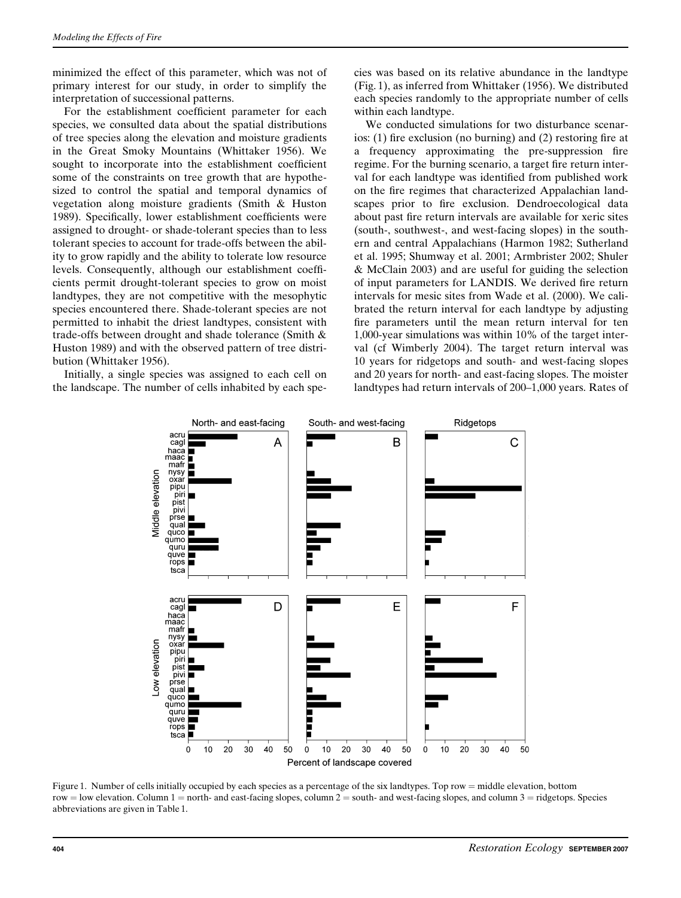minimized the effect of this parameter, which was not of primary interest for our study, in order to simplify the interpretation of successional patterns.

For the establishment coefficient parameter for each species, we consulted data about the spatial distributions of tree species along the elevation and moisture gradients in the Great Smoky Mountains (Whittaker 1956). We sought to incorporate into the establishment coefficient some of the constraints on tree growth that are hypothesized to control the spatial and temporal dynamics of vegetation along moisture gradients (Smith & Huston 1989). Specifically, lower establishment coefficients were assigned to drought- or shade-tolerant species than to less tolerant species to account for trade-offs between the ability to grow rapidly and the ability to tolerate low resource levels. Consequently, although our establishment coefficients permit drought-tolerant species to grow on moist landtypes, they are not competitive with the mesophytic species encountered there. Shade-tolerant species are not permitted to inhabit the driest landtypes, consistent with trade-offs between drought and shade tolerance (Smith & Huston 1989) and with the observed pattern of tree distribution (Whittaker 1956).

Initially, a single species was assigned to each cell on the landscape. The number of cells inhabited by each species was based on its relative abundance in the landtype (Fig. 1), as inferred from Whittaker (1956). We distributed each species randomly to the appropriate number of cells within each landtype.

We conducted simulations for two disturbance scenarios: (1) fire exclusion (no burning) and (2) restoring fire at a frequency approximating the pre-suppression fire regime. For the burning scenario, a target fire return interval for each landtype was identified from published work on the fire regimes that characterized Appalachian landscapes prior to fire exclusion. Dendroecological data about past fire return intervals are available for xeric sites (south-, southwest-, and west-facing slopes) in the southern and central Appalachians (Harmon 1982; Sutherland et al. 1995; Shumway et al. 2001; Armbrister 2002; Shuler & McClain 2003) and are useful for guiding the selection of input parameters for LANDIS. We derived fire return intervals for mesic sites from Wade et al. (2000). We calibrated the return interval for each landtype by adjusting fire parameters until the mean return interval for ten 1,000-year simulations was within 10% of the target interval (cf Wimberly 2004). The target return interval was 10 years for ridgetops and south- and west-facing slopes and 20 years for north- and east-facing slopes. The moister landtypes had return intervals of 200–1,000 years. Rates of

Figure 1. Number of cells initially occupied by each species as a percentage of the six landtypes. Top row = middle elevation, bottom row = low elevation. Column 1 = north- and east-facing slopes, column 2 = south- and west-facing slopes, and column 3 = ridgetops. Species abbreviations are given in Table 1.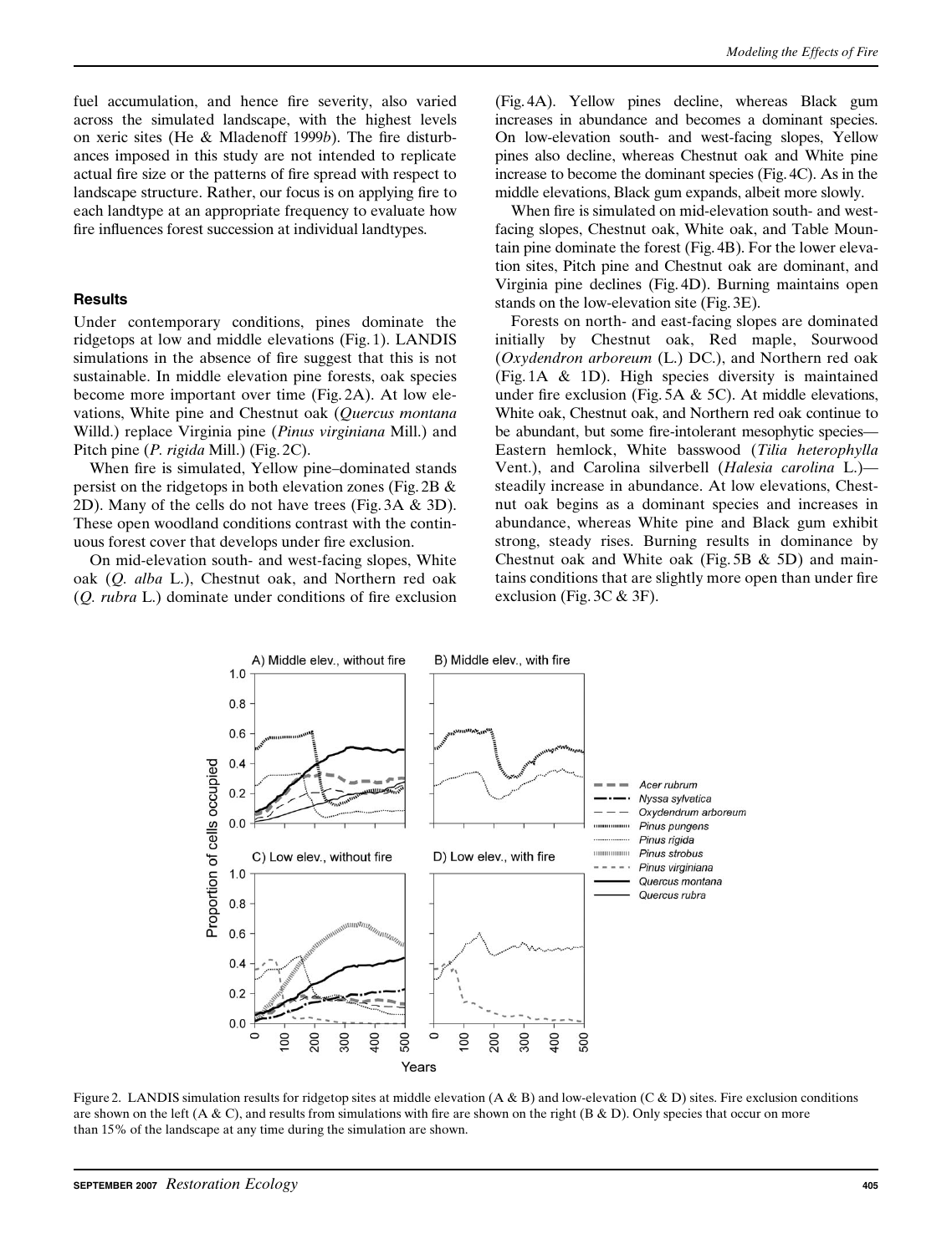fuel accumulation, and hence fire severity, also varied across the simulated landscape, with the highest levels on xeric sites (He & Mladenoff 1999*b*). The fire disturbances imposed in this study are not intended to replicate actual fire size or the patterns of fire spread with respect to landscape structure. Rather, our focus is on applying fire to each landtype at an appropriate frequency to evaluate how fire influences forest succession at individual landtypes.

### Results

Under contemporary conditions, pines dominate the ridgetops at low and middle elevations (Fig. 1). LANDIS simulations in the absence of fire suggest that this is not sustainable. In middle elevation pine forests, oak species become more important over time (Fig. 2A). At low elevations, White pine and Chestnut oak (*Quercus montana* Willd.) replace Virginia pine (*Pinus virginiana* Mill.) and Pitch pine (*P. rigida* Mill.) (Fig. 2C).

When fire is simulated, Yellow pine–dominated stands persist on the ridgetops in both elevation zones (Fig. 2B & 2D). Many of the cells do not have trees (Fig. 3A & 3D). These open woodland conditions contrast with the continuous forest cover that develops under fire exclusion.

On mid-elevation south- and west-facing slopes, White oak (*Q. alba* L.), Chestnut oak, and Northern red oak (*Q. rubra* L.) dominate under conditions of fire exclusion (Fig. 4A). Yellow pines decline, whereas Black gum increases in abundance and becomes a dominant species. On low-elevation south- and west-facing slopes, Yellow pines also decline, whereas Chestnut oak and White pine increase to become the dominant species (Fig. 4C). As in the middle elevations, Black gum expands, albeit more slowly.

When fire is simulated on mid-elevation south- and west-facing slopes, Chestnut oak, White oak, and Table Mountain pine dominate the forest (Fig. 4B). For the lower elevation sites, Pitch pine and Chestnut oak are dominant, and Virginia pine declines (Fig. 4D). Burning maintains open stands on the low-elevation site (Fig. 3E).

Forests on north- and east-facing slopes are dominated initially by Chestnut oak, Red maple, Sourwood (*Oxydendron arboreum* (L.) DC.), and Northern red oak (Fig. 1A & 1D). High species diversity is maintained under fire exclusion (Fig. 5A & 5C). At middle elevations, White oak, Chestnut oak, and Northern red oak continue to be abundant, but some fire-intolerant mesophytic species—Eastern hemlock, White basswood (*Tilia heterophylla* Vent.), and Carolina silverbell (*Halesia carolina* L.)—steadily increase in abundance. At low elevations, Chestnut oak begins as a dominant species and increases in abundance, whereas White pine and Black gum exhibit strong, steady rises. Burning results in dominance by Chestnut oak and White oak (Fig. 5B & 5D) and maintains conditions that are slightly more open than under fire exclusion (Fig. 3C & 3F).

Figure 2. LANDIS simulation results for ridgetop sites at middle elevation (A & B) and low-elevation (C & D) sites. Fire exclusion conditions are shown on the left (A & C), and results from simulations with fire are shown on the right (B & D). Only species that occur on more than 15% of the landscape at any time during the simulation are shown.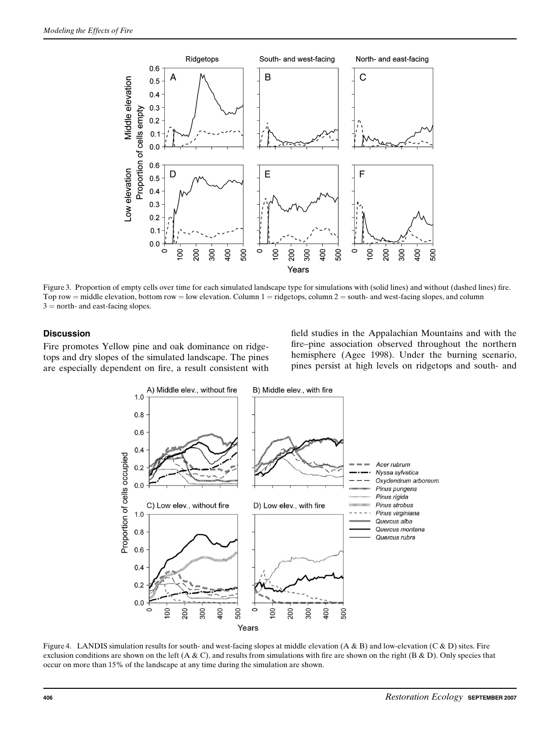Figure 3. Proportion of empty cells over time for each simulated landscape type for simulations with (solid lines) and without (dashed lines) fire. Top row = middle elevation, bottom row = low elevation. Column 1 = ridgetops, column 2 = south- and west-facing slopes, and column 3 = north- and east-facing slopes.

## Discussion

Fire promotes Yellow pine and oak dominance on ridgetops and dry slopes of the simulated landscape. The pines are especially dependent on fire, a result consistent with field studies in the Appalachian Mountains and with the fire–pine association observed throughout the northern hemisphere (Agee 1998). Under the burning scenario, pines persist at high levels on ridgetops and south- and

Figure 4. LANDIS simulation results for south- and west-facing slopes at middle elevation (A & B) and low-elevation (C & D) sites. Fire exclusion conditions are shown on the left (A & C), and results from simulations with fire are shown on the right (B & D). Only species that occur on more than 15% of the landscape at any time during the simulation are shown.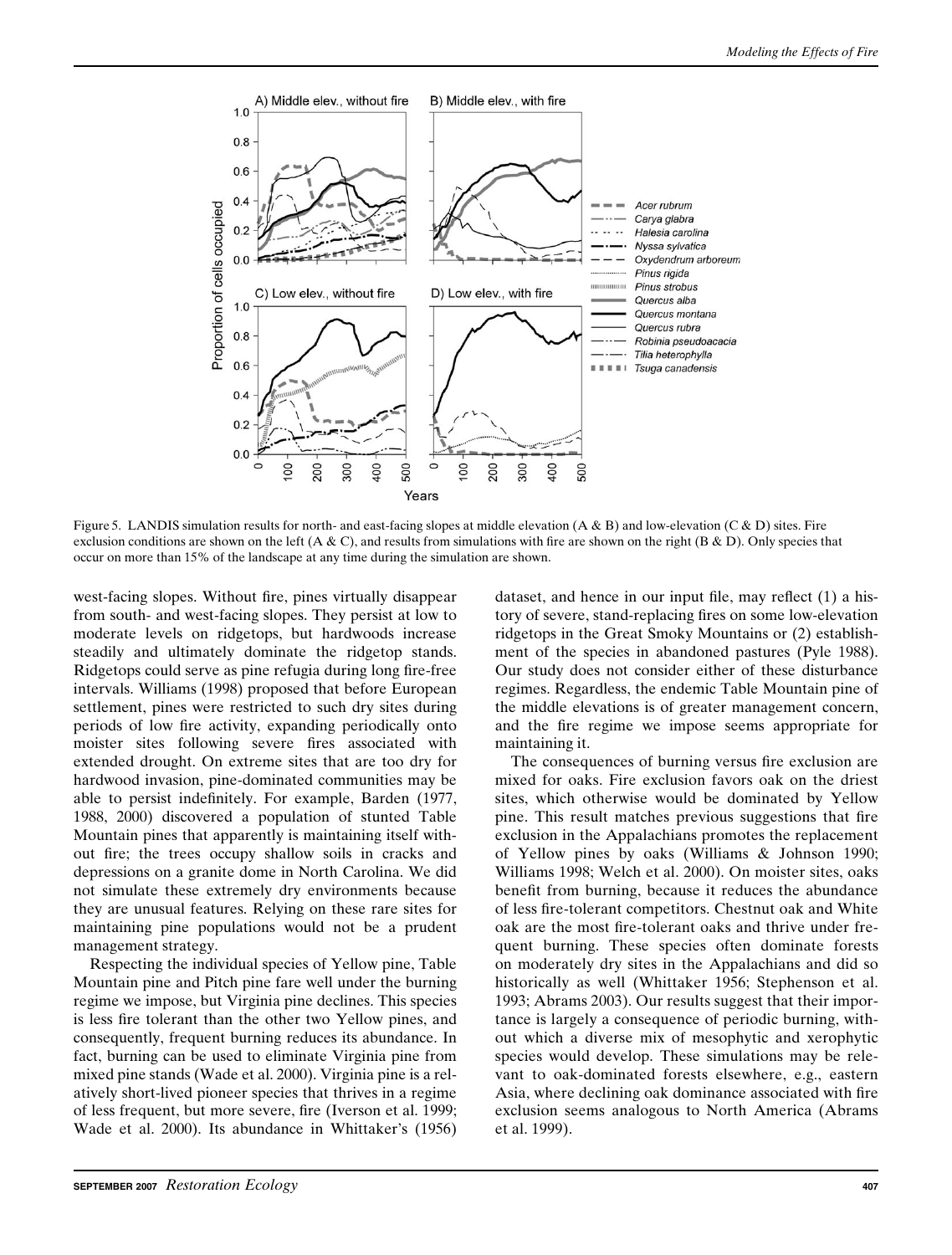Figure 5. LANDIS simulation results for north- and east-facing slopes at middle elevation (A & B) and low-elevation (C & D) sites. Fire exclusion conditions are shown on the left (A & C), and results from simulations with fire are shown on the right (B & D). Only species that occur on more than 15% of the landscape at any time during the simulation are shown.

west-facing slopes. Without fire, pines virtually disappear from south- and west-facing slopes. They persist at low to moderate levels on ridgetops, but hardwoods increase steadily and ultimately dominate the ridgetop stands. Ridgetops could serve as pine refugia during long fire-free intervals. Williams (1998) proposed that before European settlement, pines were restricted to such dry sites during periods of low fire activity, expanding periodically onto moister sites following severe fires associated with extended drought. On extreme sites that are too dry for hardwood invasion, pine-dominated communities may be able to persist indefinitely. For example, Barden (1977, 1988, 2000) discovered a population of stunted Table Mountain pines that apparently is maintaining itself without fire; the trees occupy shallow soils in cracks and depressions on a granite dome in North Carolina. We did not simulate these extremely dry environments because they are unusual features. Relying on these rare sites for maintaining pine populations would not be a prudent management strategy.

Respecting the individual species of Yellow pine, Table Mountain pine and Pitch pine fare well under the burning regime we impose, but Virginia pine declines. This species is less fire tolerant than the other two Yellow pines, and consequently, frequent burning reduces its abundance. In fact, burning can be used to eliminate Virginia pine from mixed pine stands (Wade et al. 2000). Virginia pine is a relatively short-lived pioneer species that thrives in a regime of less frequent, but more severe, fire (Iverson et al. 1999; Wade et al. 2000). Its abundance in Whittaker's (1956) dataset, and hence in our input file, may reflect (1) a history of severe, stand-replacing fires on some low-elevation ridgetops in the Great Smoky Mountains or (2) establishment of the species in abandoned pastures (Pyle 1988). Our study does not consider either of these disturbance regimes. Regardless, the endemic Table Mountain pine of the middle elevations is of greater management concern, and the fire regime we impose seems appropriate for maintaining it.

The consequences of burning versus fire exclusion are mixed for oaks. Fire exclusion favors oak on the driest sites, which otherwise would be dominated by Yellow pine. This result matches previous suggestions that fire exclusion in the Appalachians promotes the replacement of Yellow pines by oaks (Williams & Johnson 1990; Williams 1998; Welch et al. 2000). On moister sites, oaks benefit from burning, because it reduces the abundance of less fire-tolerant competitors. Chestnut oak and White oak are the most fire-tolerant oaks and thrive under frequent burning. These species often dominate forests on moderately dry sites in the Appalachians and did so historically as well (Whittaker 1956; Stephenson et al. 1993; Abrams 2003). Our results suggest that their importance is largely a consequence of periodic burning, without which a diverse mix of mesophytic and xerophytic species would develop. These simulations may be relevant to oak-dominated forests elsewhere, e.g., eastern Asia, where declining oak dominance associated with fire exclusion seems analogous to North America (Abrams et al. 1999).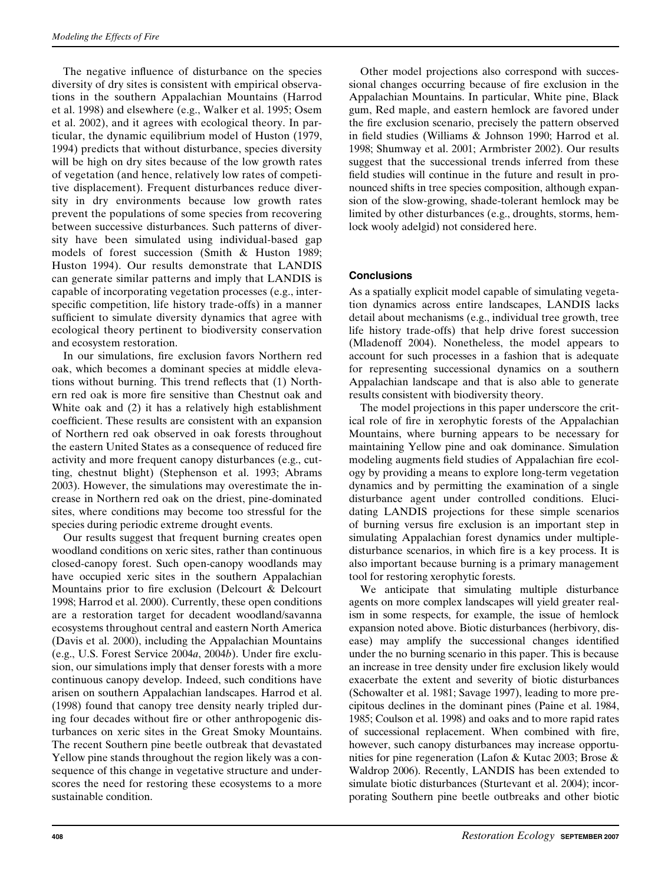The negative influence of disturbance on the species diversity of dry sites is consistent with empirical observations in the southern Appalachian Mountains (Harrod et al. 1998) and elsewhere (e.g., Walker et al. 1995; Osem et al. 2002), and it agrees with ecological theory. In particular, the dynamic equilibrium model of Huston (1979, 1994) predicts that without disturbance, species diversity will be high on dry sites because of the low growth rates of vegetation (and hence, relatively low rates of competitive displacement). Frequent disturbances reduce diversity in dry environments because low growth rates prevent the populations of some species from recovering between successive disturbances. Such patterns of diversity have been simulated using individual-based gap models of forest succession (Smith & Huston 1989; Huston 1994). Our results demonstrate that LANDIS can generate similar patterns and imply that LANDIS is capable of incorporating vegetation processes (e.g., interspecific competition, life history trade-offs) in a manner sufficient to simulate diversity dynamics that agree with ecological theory pertinent to biodiversity conservation and ecosystem restoration.

In our simulations, fire exclusion favors Northern red oak, which becomes a dominant species at middle elevations without burning. This trend reflects that (1) Northern red oak is more fire sensitive than Chestnut oak and White oak and (2) it has a relatively high establishment coefficient. These results are consistent with an expansion of Northern red oak observed in oak forests throughout the eastern United States as a consequence of reduced fire activity and more frequent canopy disturbances (e.g., cutting, chestnut blight) (Stephenson et al. 1993; Abrams 2003). However, the simulations may overestimate the increase in Northern red oak on the driest, pine-dominated sites, where conditions may become too stressful for the species during periodic extreme drought events.

Our results suggest that frequent burning creates open woodland conditions on xeric sites, rather than continuous closed-canopy forest. Such open-canopy woodlands may have occupied xeric sites in the southern Appalachian Mountains prior to fire exclusion (Delcourt & Delcourt 1998; Harrod et al. 2000). Currently, these open conditions are a restoration target for decadent woodland/savanna ecosystems throughout central and eastern North America (Davis et al. 2000), including the Appalachian Mountains (e.g., U.S. Forest Service 2004*a*, 2004*b*). Under fire exclusion, our simulations imply that denser forests with a more continuous canopy develop. Indeed, such conditions have arisen on southern Appalachian landscapes. Harrod et al. (1998) found that canopy tree density nearly tripled during four decades without fire or other anthropogenic disturbances on xeric sites in the Great Smoky Mountains. The recent Southern pine beetle outbreak that devastated Yellow pine stands throughout the region likely was a consequence of this change in vegetative structure and underscores the need for restoring these ecosystems to a more sustainable condition.

Other model projections also correspond with successional changes occurring because of fire exclusion in the Appalachian Mountains. In particular, White pine, Black gum, Red maple, and eastern hemlock are favored under the fire exclusion scenario, precisely the pattern observed in field studies (Williams & Johnson 1990; Harrod et al. 1998; Shumway et al. 2001; Armbrister 2002). Our results suggest that the successional trends inferred from these field studies will continue in the future and result in pronounced shifts in tree species composition, although expansion of the slow-growing, shade-tolerant hemlock may be limited by other disturbances (e.g., droughts, storms, hemlock wooly adelgid) not considered here.

## Conclusions

As a spatially explicit model capable of simulating vegetation dynamics across entire landscapes, LANDIS lacks detail about mechanisms (e.g., individual tree growth, tree life history trade-offs) that help drive forest succession (Mladenoff 2004). Nonetheless, the model appears to account for such processes in a fashion that is adequate for representing successional dynamics on a southern Appalachian landscape and that is also able to generate results consistent with biodiversity theory.

The model projections in this paper underscore the critical role of fire in xerophytic forests of the Appalachian Mountains, where burning appears to be necessary for maintaining Yellow pine and oak dominance. Simulation modeling augments field studies of Appalachian fire ecology by providing a means to explore long-term vegetation dynamics and by permitting the examination of a single disturbance agent under controlled conditions. Elucidating LANDIS projections for these simple scenarios of burning versus fire exclusion is an important step in simulating Appalachian forest dynamics under multiple-disturbance scenarios, in which fire is a key process. It is also important because burning is a primary management tool for restoring xerophytic forests.

We anticipate that simulating multiple disturbance agents on more complex landscapes will yield greater realism in some respects, for example, the issue of hemlock expansion noted above. Biotic disturbances (herbivory, disease) may amplify the successional changes identified under the no burning scenario in this paper. This is because an increase in tree density under fire exclusion likely would exacerbate the extent and severity of biotic disturbances (Schowalter et al. 1981; Savage 1997), leading to more precipitous declines in the dominant pines (Paine et al. 1984, 1985; Coulson et al. 1998) and oaks and to more rapid rates of successional replacement. When combined with fire, however, such canopy disturbances may increase opportunities for pine regeneration (Lafon & Kutac 2003; Brose & Waldrop 2006). Recently, LANDIS has been extended to simulate biotic disturbances (Sturtevant et al. 2004); incorporating Southern pine beetle outbreaks and other biotic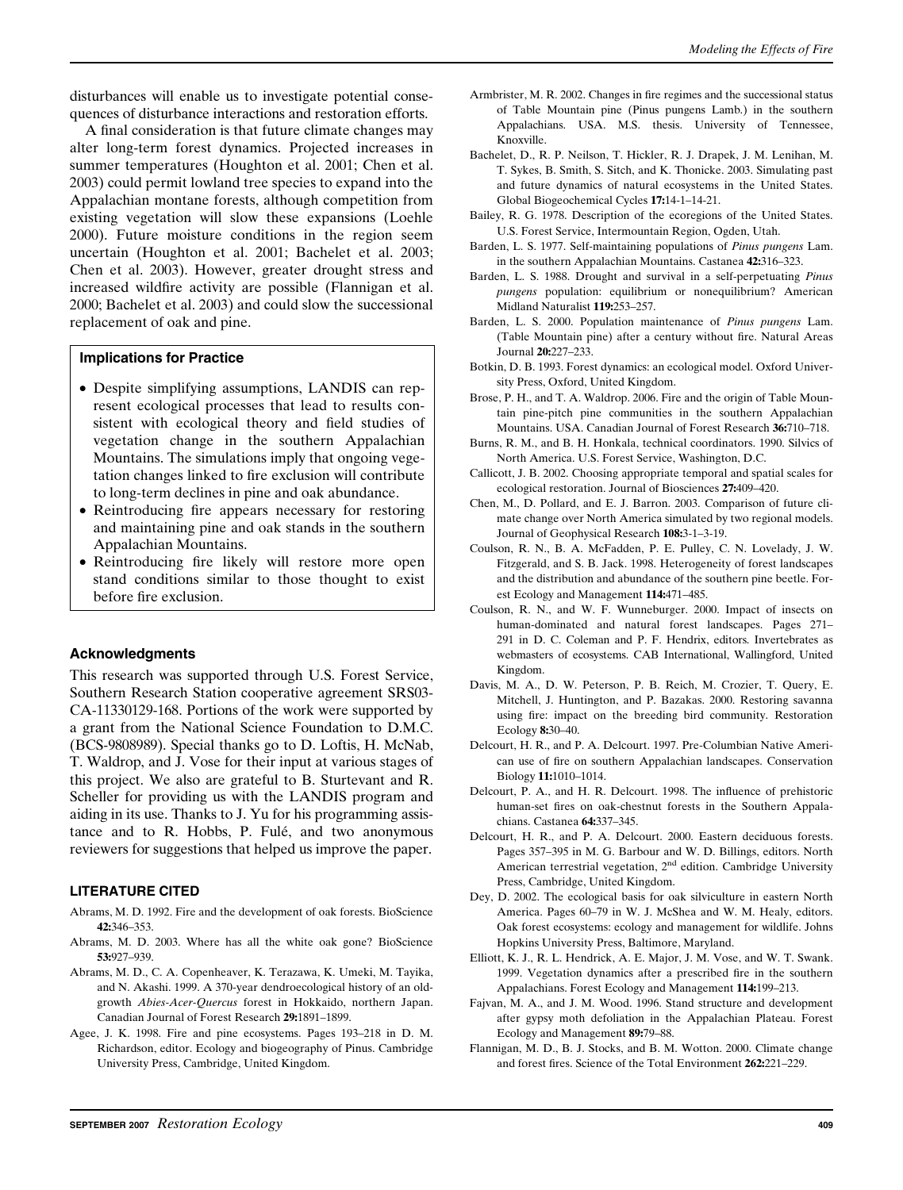disturbances will enable us to investigate potential consequences of disturbance interactions and restoration efforts.

A final consideration is that future climate changes may alter long-term forest dynamics. Projected increases in summer temperatures (Houghton et al. 2001; Chen et al. 2003) could permit lowland tree species to expand into the Appalachian montane forests, although competition from existing vegetation will slow these expansions (Loehle 2000). Future moisture conditions in the region seem uncertain (Houghton et al. 2001; Bachelet et al. 2003; Chen et al. 2003). However, greater drought stress and increased wildfire activity are possible (Flannigan et al. 2000; Bachelet et al. 2003) and could slow the successional replacement of oak and pine.

### Implications for Practice

- Despite simplifying assumptions, LANDIS can represent ecological processes that lead to results consistent with ecological theory and field studies of vegetation change in the southern Appalachian Mountains. The simulations imply that ongoing vegetation changes linked to fire exclusion will contribute to long-term declines in pine and oak abundance.
- Reintroducing fire appears necessary for restoring and maintaining pine and oak stands in the southern Appalachian Mountains.
- Reintroducing fire likely will restore more open stand conditions similar to those thought to exist before fire exclusion.

## Acknowledgments

This research was supported through U.S. Forest Service, Southern Research Station cooperative agreement SRS03-CA-11330129-168. Portions of the work were supported by a grant from the National Science Foundation to D.M.C. (BCS-9808989). Special thanks go to D. Loftis, H. McNab, T. Waldrop, and J. Vose for their input at various stages of this project. We also are grateful to B. Sturtevant and R. Scheller for providing us with the LANDIS program and aiding in its use. Thanks to J. Yu for his programming assistance and to R. Hobbs, P. Fulé, and two anonymous reviewers for suggestions that helped us improve the paper.

## LITERATURE CITED

Abrams, M. D. 1992. Fire and the development of oak forests. BioScience **42:**346–353.

Abrams, M. D. 2003. Where has all the white oak gone? BioScience **53:**927–939.

Abrams, M. D., C. A. Copenheaver, K. Terazawa, K. Umeki, M. Tayika, and N. Akashi. 1999. A 370-year dendroecological history of an old-growth *Abies-Acer-Quercus* forest in Hokkaido, northern Japan. Canadian Journal of Forest Research **29:**1891–1899.

Agee, J. K. 1998. Fire and pine ecosystems. Pages 193–218 in D. M. Richardson, editor. Ecology and biogeography of Pinus. Cambridge University Press, Cambridge, United Kingdom.

Armbrister, M. R. 2002. Changes in fire regimes and the successional status of Table Mountain pine (Pinus pungens Lamb.) in the southern Appalachians. USA. M.S. thesis. University of Tennessee, Knoxville.

Bachelet, D., R. P. Neilson, T. Hickler, R. J. Drapek, J. M. Lenihan, M. T. Sykes, B. Smith, S. Sitch, and K. Thonicke. 2003. Simulating past and future dynamics of natural ecosystems in the United States. Global Biogeochemical Cycles **17:**14-1–14-21.

Bailey, R. G. 1978. Description of the ecoregions of the United States. U.S. Forest Service, Intermountain Region, Ogden, Utah.

Barden, L. S. 1977. Self-maintaining populations of *Pinus pungens* Lam. in the southern Appalachian Mountains. Castanea **42:**316–323.

Barden, L. S. 1988. Drought and survival in a self-perpetuating *Pinus pungens* population: equilibrium or nonequilibrium? American Midland Naturalist **119:**253–257.

Barden, L. S. 2000. Population maintenance of *Pinus pungens* Lam. (Table Mountain pine) after a century without fire. Natural Areas Journal **20:**227–233.

Botkin, D. B. 1993. Forest dynamics: an ecological model. Oxford University Press, Oxford, United Kingdom.

Brose, P. H., and T. A. Waldrop. 2006. Fire and the origin of Table Mountain pine-pitch pine communities in the southern Appalachian Mountains. USA. Canadian Journal of Forest Research **36:**710–718.

Burns, R. M., and B. H. Honkala, technical coordinators. 1990. Silvics of North America. U.S. Forest Service, Washington, D.C.

Callicott, J. B. 2002. Choosing appropriate temporal and spatial scales for ecological restoration. Journal of Biosciences **27:**409–420.

Chen, M., D. Pollard, and E. J. Barron. 2003. Comparison of future climate change over North America simulated by two regional models. Journal of Geophysical Research **108:**3-1–3-19.

Coulson, R. N., B. A. McFadden, P. E. Pulley, C. N. Lovelady, J. W. Fitzgerald, and S. B. Jack. 1998. Heterogeneity of forest landscapes and the distribution and abundance of the southern pine beetle. Forest Ecology and Management **114:**471–485.

Coulson, R. N., and W. F. Wunneburger. 2000. Impact of insects on human-dominated and natural forest landscapes. Pages 271–291 in D. C. Coleman and P. F. Hendrix, editors. Invertebrates as webmasters of ecosystems. CAB International, Wallingford, United Kingdom.

Davis, M. A., D. W. Peterson, P. B. Reich, M. Crozier, T. Query, E. Mitchell, J. Huntington, and P. Bazakas. 2000. Restoring savanna using fire: impact on the breeding bird community. Restoration Ecology **8:**30–40.

Delcourt, H. R., and P. A. Delcourt. 1997. Pre-Columbian Native American use of fire on southern Appalachian landscapes. Conservation Biology **11:**1010–1014.

Delcourt, P. A., and H. R. Delcourt. 1998. The influence of prehistoric human-set fires on oak-chestnut forests in the Southern Appalachians. Castanea **64:**337–345.

Delcourt, H. R., and P. A. Delcourt. 2000. Eastern deciduous forests. Pages 357–395 in M. G. Barbour and W. D. Billings, editors. North American terrestrial vegetation, 2nd edition. Cambridge University Press, Cambridge, United Kingdom.

Dey, D. 2002. The ecological basis for oak silviculture in eastern North America. Pages 60–79 in W. J. McShea and W. M. Healy, editors. Oak forest ecosystems: ecology and management for wildlife. Johns Hopkins University Press, Baltimore, Maryland.

Elliott, K. J., R. L. Hendrick, A. E. Major, J. M. Vose, and W. T. Swank. 1999. Vegetation dynamics after a prescribed fire in the southern Appalachians. Forest Ecology and Management **114:**199–213.

Fajvan, M. A., and J. M. Wood. 1996. Stand structure and development after gypsy moth defoliation in the Appalachian Plateau. Forest Ecology and Management **89:**79–88.

Flannigan, M. D., B. J. Stocks, and B. M. Wotton. 2000. Climate change and forest fires. Science of the Total Environment **262:**221–229.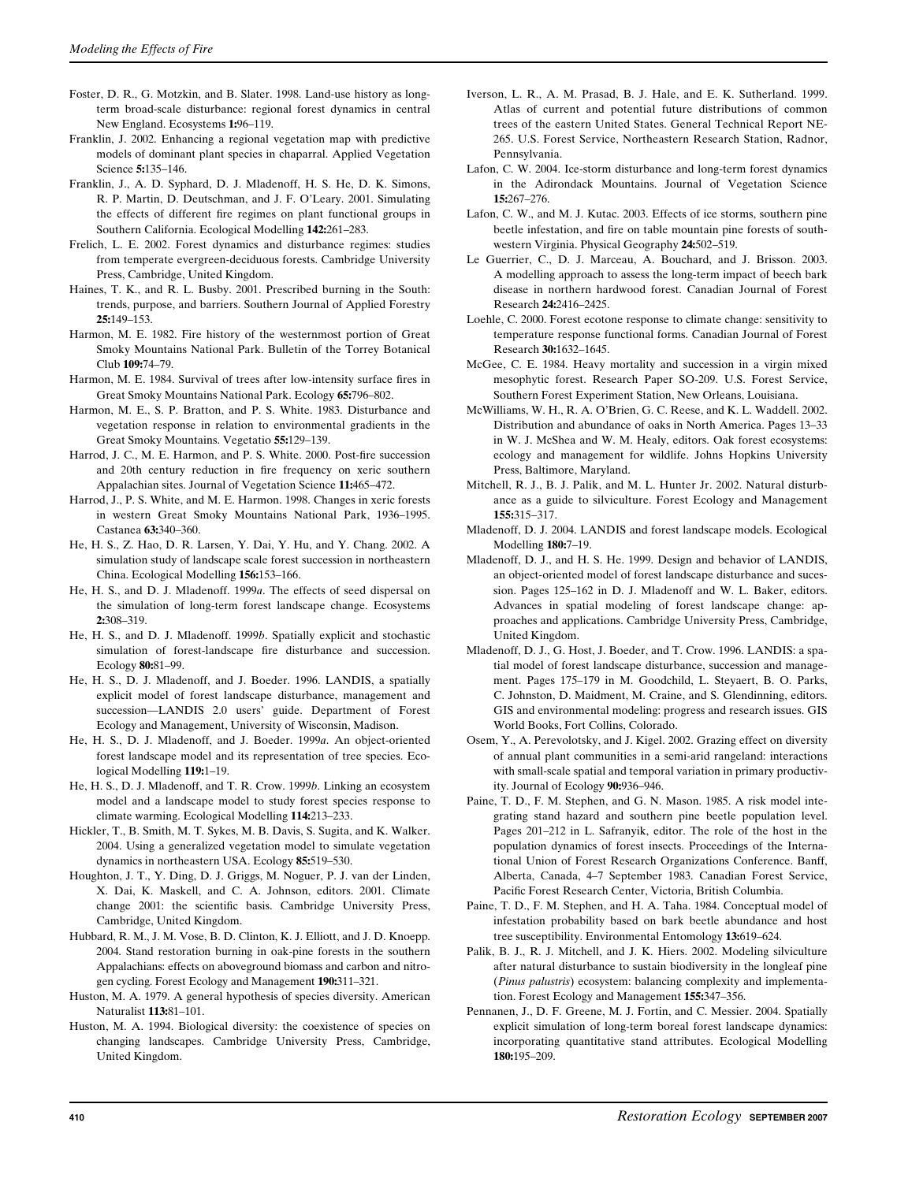Foster, D. R., G. Motzkin, and B. Slater. 1998. Land-use history as long-term broad-scale disturbance: regional forest dynamics in central New England. Ecosystems **1:**96–119.

Franklin, J. 2002. Enhancing a regional vegetation map with predictive models of dominant plant species in chaparral. Applied Vegetation Science **5:**135–146.

Franklin, J., A. D. Syphard, D. J. Mladenoff, H. S. He, D. K. Simons, R. P. Martin, D. Deutschman, and J. F. O'Leary. 2001. Simulating the effects of different fire regimes on plant functional groups in Southern California. Ecological Modelling **142:**261–283.

Frelich, L. E. 2002. Forest dynamics and disturbance regimes: studies from temperate evergreen-deciduous forests. Cambridge University Press, Cambridge, United Kingdom.

Haines, T. K., and R. L. Busby. 2001. Prescribed burning in the South: trends, purpose, and barriers. Southern Journal of Applied Forestry **25:**149–153.

Harmon, M. E. 1982. Fire history of the westernmost portion of Great Smoky Mountains National Park. Bulletin of the Torrey Botanical Club **109:**74–79.

Harmon, M. E. 1984. Survival of trees after low-intensity surface fires in Great Smoky Mountains National Park. Ecology **65:**796–802.

Harmon, M. E., S. P. Bratton, and P. S. White. 1983. Disturbance and vegetation response in relation to environmental gradients in the Great Smoky Mountains. Vegetatio **55:**129–139.

Harrod, J. C., M. E. Harmon, and P. S. White. 2000. Post-fire succession and 20th century reduction in fire frequency on xeric southern Appalachian sites. Journal of Vegetation Science **11:**465–472.

Harrod, J., P. S. White, and M. E. Harmon. 1998. Changes in xeric forests in western Great Smoky Mountains National Park, 1936–1995. Castanea **63:**340–360.

He, H. S., Z. Hao, D. R. Larsen, Y. Dai, Y. Hu, and Y. Chang. 2002. A simulation study of landscape scale forest succession in northeastern China. Ecological Modelling **156:**153–166.

He, H. S., and D. J. Mladenoff. 1999*a*. The effects of seed dispersal on the simulation of long-term forest landscape change. Ecosystems **2:**308–319.

He, H. S., and D. J. Mladenoff. 1999*b*. Spatially explicit and stochastic simulation of forest-landscape fire disturbance and succession. Ecology **80:**81–99.

He, H. S., D. J. Mladenoff, and J. Boeder. 1996. LANDIS, a spatially explicit model of forest landscape disturbance, management and succession—LANDIS 2.0 users' guide. Department of Forest Ecology and Management, University of Wisconsin, Madison.

He, H. S., D. J. Mladenoff, and J. Boeder. 1999*a*. An object-oriented forest landscape model and its representation of tree species. Ecological Modelling **119:**1–19.

He, H. S., D. J. Mladenoff, and T. R. Crow. 1999*b*. Linking an ecosystem model and a landscape model to study forest species response to climate warming. Ecological Modelling **114:**213–233.

Hickler, T., B. Smith, M. T. Sykes, M. B. Davis, S. Sugita, and K. Walker. 2004. Using a generalized vegetation model to simulate vegetation dynamics in northeastern USA. Ecology **85:**519–530.

Houghton, J. T., Y. Ding, D. J. Griggs, M. Noguer, P. J. van der Linden, X. Dai, K. Maskell, and C. A. Johnson, editors. 2001. Climate change 2001: the scientific basis. Cambridge University Press, Cambridge, United Kingdom.

Hubbard, R. M., J. M. Vose, B. D. Clinton, K. J. Elliott, and J. D. Knoepp. 2004. Stand restoration burning in oak-pine forests in the southern Appalachians: effects on aboveground biomass and carbon and nitrogen cycling. Forest Ecology and Management **190:**311–321.

Huston, M. A. 1979. A general hypothesis of species diversity. American Naturalist **113:**81–101.

Huston, M. A. 1994. Biological diversity: the coexistence of species on changing landscapes. Cambridge University Press, Cambridge, United Kingdom.

Iverson, L. R., A. M. Prasad, B. J. Hale, and E. K. Sutherland. 1999. Atlas of current and potential future distributions of common trees of the eastern United States. General Technical Report NE-265. U.S. Forest Service, Northeastern Research Station, Radnor, Pennsylvania.

Lafon, C. W. 2004. Ice-storm disturbance and long-term forest dynamics in the Adirondack Mountains. Journal of Vegetation Science **15:**267–276.

Lafon, C. W., and M. J. Kutac. 2003. Effects of ice storms, southern pine beetle infestation, and fire on table mountain pine forests of southwestern Virginia. Physical Geography **24:**502–519.

Le Guerrier, C., D. J. Marceau, A. Bouchard, and J. Brisson. 2003. A modelling approach to assess the long-term impact of beech bark disease in northern hardwood forest. Canadian Journal of Forest Research **24:**2416–2425.

Loehle, C. 2000. Forest ecotone response to climate change: sensitivity to temperature response functional forms. Canadian Journal of Forest Research **30:**1632–1645.

McGee, C. E. 1984. Heavy mortality and succession in a virgin mixed mesophytic forest. Research Paper SO-209. U.S. Forest Service, Southern Forest Experiment Station, New Orleans, Louisiana.

McWilliams, W. H., R. A. O'Brien, G. C. Reese, and K. L. Waddell. 2002. Distribution and abundance of oaks in North America. Pages 13–33 in W. J. McShea and W. M. Healy, editors. Oak forest ecosystems: ecology and management for wildlife. Johns Hopkins University Press, Baltimore, Maryland.

Mitchell, R. J., B. J. Palik, and M. L. Hunter Jr. 2002. Natural disturbance as a guide to silviculture. Forest Ecology and Management **155:**315–317.

Mladenoff, D. J. 2004. LANDIS and forest landscape models. Ecological Modelling **180:**7–19.

Mladenoff, D. J., and H. S. He. 1999. Design and behavior of LANDIS, an object-oriented model of forest landscape disturbance and sucession. Pages 125–162 in D. J. Mladenoff and W. L. Baker, editors. Advances in spatial modeling of forest landscape change: approaches and applications. Cambridge University Press, Cambridge, United Kingdom.

Mladenoff, D. J., G. Host, J. Boeder, and T. Crow. 1996. LANDIS: a spatial model of forest landscape disturbance, succession and management. Pages 175–179 in M. Goodchild, L. Steyaert, B. O. Parks, C. Johnston, D. Maidment, M. Craine, and S. Glendinning, editors. GIS and environmental modeling: progress and research issues. GIS World Books, Fort Collins, Colorado.

Osem, Y., A. Perevolotsky, and J. Kigel. 2002. Grazing effect on diversity of annual plant communities in a semi-arid rangeland: interactions with small-scale spatial and temporal variation in primary productivity. Journal of Ecology **90:**936–946.

Paine, T. D., F. M. Stephen, and G. N. Mason. 1985. A risk model integrating stand hazard and southern pine beetle population level. Pages 201–212 in L. Safranyik, editor. The role of the host in the population dynamics of forest insects. Proceedings of the International Union of Forest Research Organizations Conference. Banff, Alberta, Canada, 4–7 September 1983. Canadian Forest Service, Pacific Forest Research Center, Victoria, British Columbia.

Paine, T. D., F. M. Stephen, and H. A. Taha. 1984. Conceptual model of infestation probability based on bark beetle abundance and host tree susceptibility. Environmental Entomology **13:**619–624.

Palik, B. J., R. J. Mitchell, and J. K. Hiers. 2002. Modeling silviculture after natural disturbance to sustain biodiversity in the longleaf pine (*Pinus palustris*) ecosystem: balancing complexity and implementation. Forest Ecology and Management **155:**347–356.

Pennanen, J., D. F. Greene, M. J. Fortin, and C. Messier. 2004. Spatially explicit simulation of long-term boreal forest landscape dynamics: incorporating quantitative stand attributes. Ecological Modelling **180:**195–209.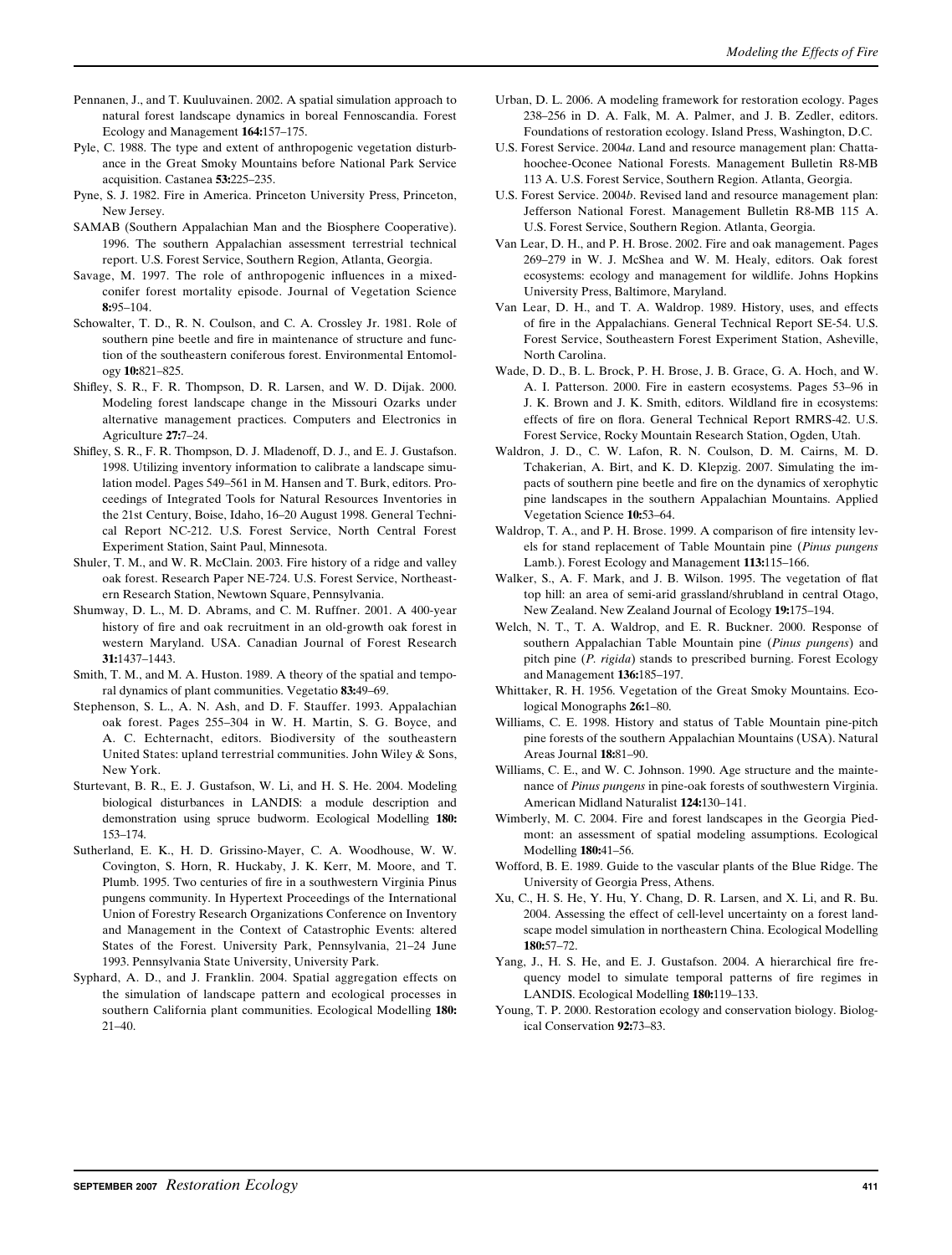Pennanen, J., and T. Kuuluvainen. 2002. A spatial simulation approach to natural forest landscape dynamics in boreal Fennoscandia. Forest Ecology and Management **164:**157–175.

Pyle, C. 1988. The type and extent of anthropogenic vegetation disturbance in the Great Smoky Mountains before National Park Service acquisition. Castanea **53:**225–235.

Pyne, S. J. 1982. Fire in America. Princeton University Press, Princeton, New Jersey.

SAMAB (Southern Appalachian Man and the Biosphere Cooperative). 1996. The southern Appalachian assessment terrestrial technical report. U.S. Forest Service, Southern Region, Atlanta, Georgia.

Savage, M. 1997. The role of anthropogenic influences in a mixed-conifer forest mortality episode. Journal of Vegetation Science **8:**95–104.

Schowalter, T. D., R. N. Coulson, and C. A. Crossley Jr. 1981. Role of southern pine beetle and fire in maintenance of structure and function of the southeastern coniferous forest. Environmental Entomology **10:**821–825.

Shifley, S. R., F. R. Thompson, D. R. Larsen, and W. D. Dijak. 2000. Modeling forest landscape change in the Missouri Ozarks under alternative management practices. Computers and Electronics in Agriculture **27:**7–24.

Shifley, S. R., F. R. Thompson, D. J. Mladenoff, D. J., and E. J. Gustafson. 1998. Utilizing inventory information to calibrate a landscape simulation model. Pages 549–561 in M. Hansen and T. Burk, editors. Proceedings of Integrated Tools for Natural Resources Inventories in the 21st Century, Boise, Idaho, 16–20 August 1998. General Technical Report NC-212. U.S. Forest Service, North Central Forest Experiment Station, Saint Paul, Minnesota.

Shuler, T. M., and W. R. McClain. 2003. Fire history of a ridge and valley oak forest. Research Paper NE-724. U.S. Forest Service, Northeastern Research Station, Newtown Square, Pennsylvania.

Shumway, D. L., M. D. Abrams, and C. M. Ruffner. 2001. A 400-year history of fire and oak recruitment in an old-growth oak forest in western Maryland. USA. Canadian Journal of Forest Research **31:**1437–1443.

Smith, T. M., and M. A. Huston. 1989. A theory of the spatial and temporal dynamics of plant communities. Vegetatio **83:**49–69.

Stephenson, S. L., A. N. Ash, and D. F. Stauffer. 1993. Appalachian oak forest. Pages 255–304 in W. H. Martin, S. G. Boyce, and A. C. Echternacht, editors. Biodiversity of the southeastern United States: upland terrestrial communities. John Wiley & Sons, New York.

Sturtevant, B. R., E. J. Gustafson, W. Li, and H. S. He. 2004. Modeling biological disturbances in LANDIS: a module description and demonstration using spruce budworm. Ecological Modelling **180:** 153–174.

Sutherland, E. K., H. D. Grissino-Mayer, C. A. Woodhouse, W. W. Covington, S. Horn, R. Huckaby, J. K. Kerr, M. Moore, and T. Plumb. 1995. Two centuries of fire in a southwestern Virginia Pinus pungens community. In Hypertext Proceedings of the International Union of Forestry Research Organizations Conference on Inventory and Management in the Context of Catastrophic Events: altered States of the Forest. University Park, Pennsylvania, 21–24 June 1993. Pennsylvania State University, University Park.

Syphard, A. D., and J. Franklin. 2004. Spatial aggregation effects on the simulation of landscape pattern and ecological processes in southern California plant communities. Ecological Modelling **180:** 21–40.

Urban, D. L. 2006. A modeling framework for restoration ecology. Pages 238–256 in D. A. Falk, M. A. Palmer, and J. B. Zedler, editors. Foundations of restoration ecology. Island Press, Washington, D.C.

U.S. Forest Service. 2004*a*. Land and resource management plan: Chattahoochee-Oconee National Forests. Management Bulletin R8-MB 113 A. U.S. Forest Service, Southern Region. Atlanta, Georgia.

U.S. Forest Service. 2004*b*. Revised land and resource management plan: Jefferson National Forest. Management Bulletin R8-MB 115 A. U.S. Forest Service, Southern Region. Atlanta, Georgia.

Van Lear, D. H., and P. H. Brose. 2002. Fire and oak management. Pages 269–279 in W. J. McShea and W. M. Healy, editors. Oak forest ecosystems: ecology and management for wildlife. Johns Hopkins University Press, Baltimore, Maryland.

Van Lear, D. H., and T. A. Waldrop. 1989. History, uses, and effects of fire in the Appalachians. General Technical Report SE-54. U.S. Forest Service, Southeastern Forest Experiment Station, Asheville, North Carolina.

Wade, D. D., B. L. Brock, P. H. Brose, J. B. Grace, G. A. Hoch, and W. A. I. Patterson. 2000. Fire in eastern ecosystems. Pages 53–96 in J. K. Brown and J. K. Smith, editors. Wildland fire in ecosystems: effects of fire on flora. General Technical Report RMRS-42. U.S. Forest Service, Rocky Mountain Research Station, Ogden, Utah.

Waldron, J. D., C. W. Lafon, R. N. Coulson, D. M. Cairns, M. D. Tchakerian, A. Birt, and K. D. Klepzig. 2007. Simulating the impacts of southern pine beetle and fire on the dynamics of xerophytic pine landscapes in the southern Appalachian Mountains. Applied Vegetation Science **10:**53–64.

Waldrop, T. A., and P. H. Brose. 1999. A comparison of fire intensity levels for stand replacement of Table Mountain pine (*Pinus pungens* Lamb.). Forest Ecology and Management **113:**115–166.

Walker, S., A. F. Mark, and J. B. Wilson. 1995. The vegetation of flat top hill: an area of semi-arid grassland/shrubland in central Otago, New Zealand. New Zealand Journal of Ecology **19:**175–194.

Welch, N. T., T. A. Waldrop, and E. R. Buckner. 2000. Response of southern Appalachian Table Mountain pine (*Pinus pungens*) and pitch pine (*P. rigida*) stands to prescribed burning. Forest Ecology and Management **136:**185–197.

Whittaker, R. H. 1956. Vegetation of the Great Smoky Mountains. Ecological Monographs **26:**1–80.

Williams, C. E. 1998. History and status of Table Mountain pine-pitch pine forests of the southern Appalachian Mountains (USA). Natural Areas Journal **18:**81–90.

Williams, C. E., and W. C. Johnson. 1990. Age structure and the maintenance of *Pinus pungens* in pine-oak forests of southwestern Virginia. American Midland Naturalist **124:**130–141.

Wimberly, M. C. 2004. Fire and forest landscapes in the Georgia Piedmont: an assessment of spatial modeling assumptions. Ecological Modelling **180:**41–56.

Wofford, B. E. 1989. Guide to the vascular plants of the Blue Ridge. The University of Georgia Press, Athens.

Xu, C., H. S. He, Y. Hu, Y. Chang, D. R. Larsen, and X. Li, and R. Bu. 2004. Assessing the effect of cell-level uncertainty on a forest landscape model simulation in northeastern China. Ecological Modelling **180:**57–72.

Yang, J., H. S. He, and E. J. Gustafson. 2004. A hierarchical fire frequency model to simulate temporal patterns of fire regimes in LANDIS. Ecological Modelling **180:**119–133.

Young, T. P. 2000. Restoration ecology and conservation biology. Biological Conservation **92:**73–83.